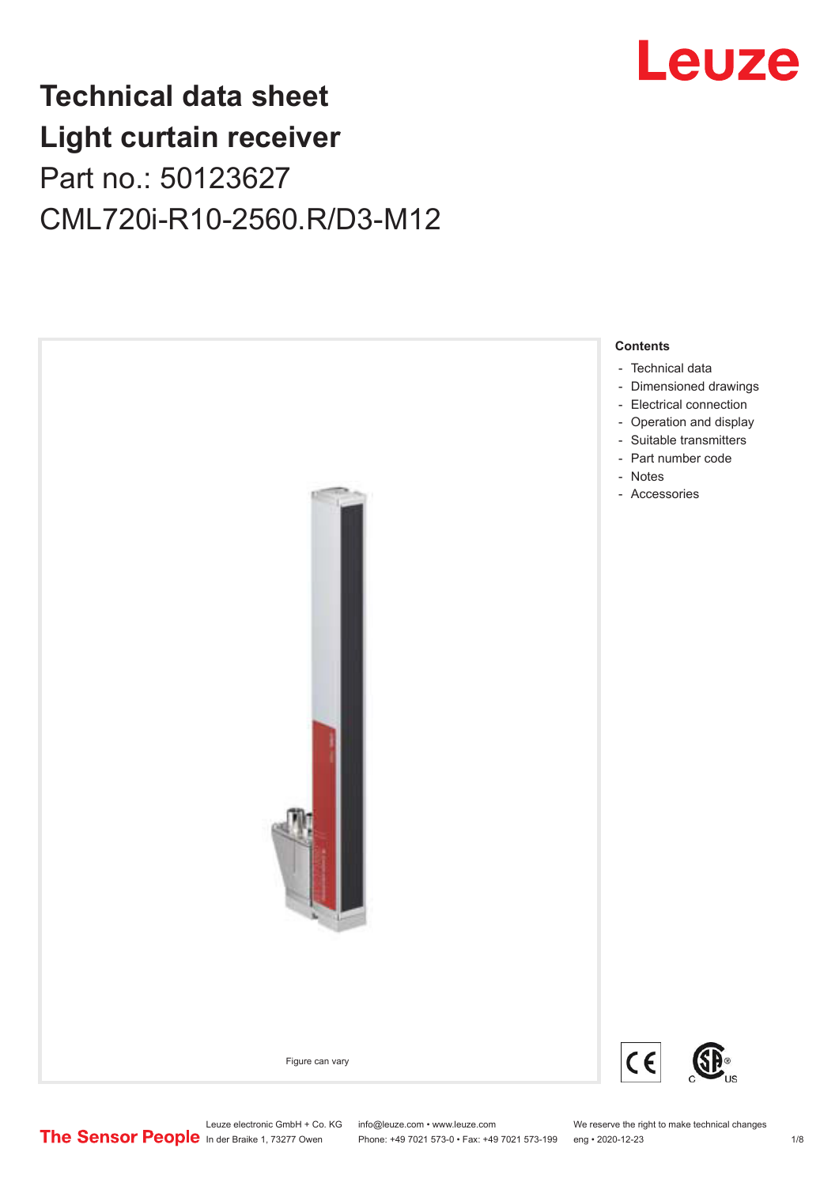# Technical data sheet
# Light curtain receiver

Part no.: 50123627

CML720i-R10-2560.R/D3-M12

Figure can vary

**Contents**

- Technical data
- Dimensioned drawings
- Electrical connection
- Operation and display
- Suitable transmitters
- Part number code
- Notes
- Accessories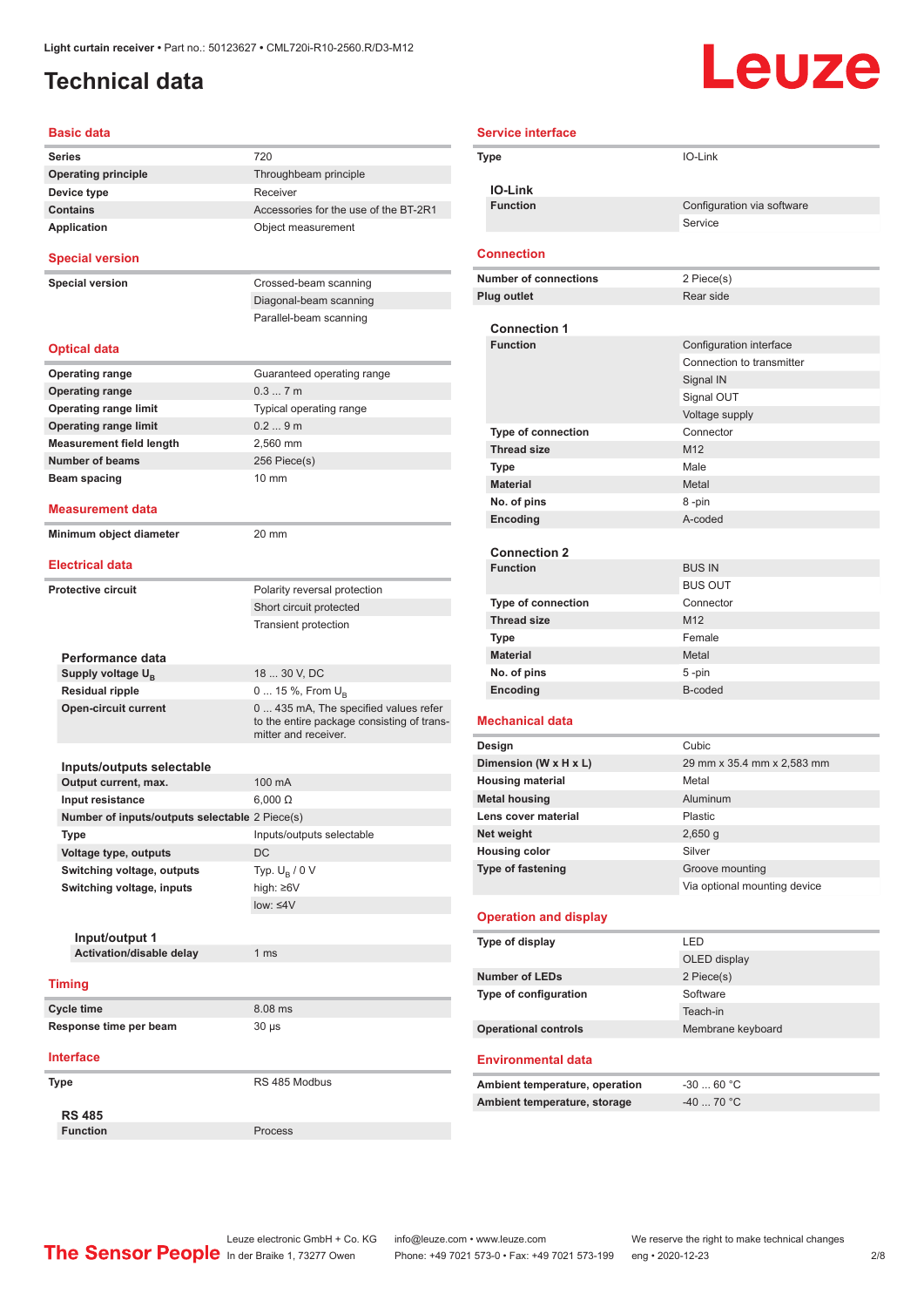Light curtain receiver • Part no.: 50123627 • CML720i-R10-2560.R/D3-M12

# Technical data

## Basic data

| | |
|---|---|
| **Series** | 720 |
| **Operating principle** | Throughbeam principle |
| **Device type** | Receiver |
| **Contains** | Accessories for the use of the BT-2R1 |
| **Application** | Object measurement |

## Special version

| | |
|---|---|
| **Special version** | Crossed-beam scanning |
| | Diagonal-beam scanning |
| | Parallel-beam scanning |

## Optical data

| | |
|---|---|
| **Operating range** | Guaranteed operating range |
| **Operating range** | 0.3 ... 7 m |
| **Operating range limit** | Typical operating range |
| **Operating range limit** | 0.2 ... 9 m |
| **Measurement field length** | 2,560 mm |
| **Number of beams** | 256 Piece(s) |
| **Beam spacing** | 10 mm |

## Measurement data

| | |
|---|---|
| **Minimum object diameter** | 20 mm |

## Electrical data

| | |
|---|---|
| **Protective circuit** | Polarity reversal protection |
| | Short circuit protected |
| | Transient protection |

### Performance data

| | |
|---|---|
| **Supply voltage $U_B$** | 18 ... 30 V, DC |
| **Residual ripple** | 0 ... 15 %, From $U_B$ |
| **Open-circuit current** | 0 ... 435 mA, The specified values refer to the entire package consisting of transmitter and receiver. |

### Inputs/outputs selectable

| | |
|---|---|
| **Output current, max.** | 100 mA |
| **Input resistance** | 6,000 Ω |
| **Number of inputs/outputs selectable** | 2 Piece(s) |
| **Type** | Inputs/outputs selectable |
| **Voltage type, outputs** | DC |
| **Switching voltage, outputs** | Typ. $U_B$ / 0 V |
| **Switching voltage, inputs** | high: ≥6V |
| | low: ≤4V |

#### Input/output 1

| | |
|---|---|
| **Activation/disable delay** | 1 ms |

## Timing

| | |
|---|---|
| **Cycle time** | 8.08 ms |
| **Response time per beam** | 30 µs |

## Interface

| | |
|---|---|
| **Type** | RS 485 Modbus |

### RS 485

| | |
|---|---|
| **Function** | Process |

## Service interface

| | |
|---|---|
| **Type** | IO-Link |

### IO-Link

| | |
|---|---|
| **Function** | Configuration via software |
| | Service |

## Connection

| | |
|---|---|
| **Number of connections** | 2 Piece(s) |
| **Plug outlet** | Rear side |

### Connection 1

| | |
|---|---|
| **Function** | Configuration interface |
| | Connection to transmitter |
| | Signal IN |
| | Signal OUT |
| | Voltage supply |
| **Type of connection** | Connector |
| **Thread size** | M12 |
| **Type** | Male |
| **Material** | Metal |
| **No. of pins** | 8 -pin |
| **Encoding** | A-coded |

### Connection 2

| | |
|---|---|
| **Function** | BUS IN |
| | BUS OUT |
| **Type of connection** | Connector |
| **Thread size** | M12 |
| **Type** | Female |
| **Material** | Metal |
| **No. of pins** | 5 -pin |
| **Encoding** | B-coded |

## Mechanical data

| | |
|---|---|
| **Design** | Cubic |
| **Dimension (W x H x L)** | 29 mm x 35.4 mm x 2,583 mm |
| **Housing material** | Metal |
| **Metal housing** | Aluminum |
| **Lens cover material** | Plastic |
| **Net weight** | 2,650 g |
| **Housing color** | Silver |
| **Type of fastening** | Groove mounting |
| | Via optional mounting device |

## Operation and display

| | |
|---|---|
| **Type of display** | LED |
| | OLED display |
| **Number of LEDs** | 2 Piece(s) |
| **Type of configuration** | Software |
| | Teach-in |
| **Operational controls** | Membrane keyboard |

## Environmental data

| | |
|---|---|
| **Ambient temperature, operation** | -30 ... 60 °C |
| **Ambient temperature, storage** | -40 ... 70 °C |

Leuze electronic GmbH + Co. KG, In der Braike 1, 73277 Owen • info@leuze.com • www.leuze.com • Phone: +49 7021 573-0 • Fax: +49 7021 573-199 • We reserve the right to make technical changes • eng • 2020-12-23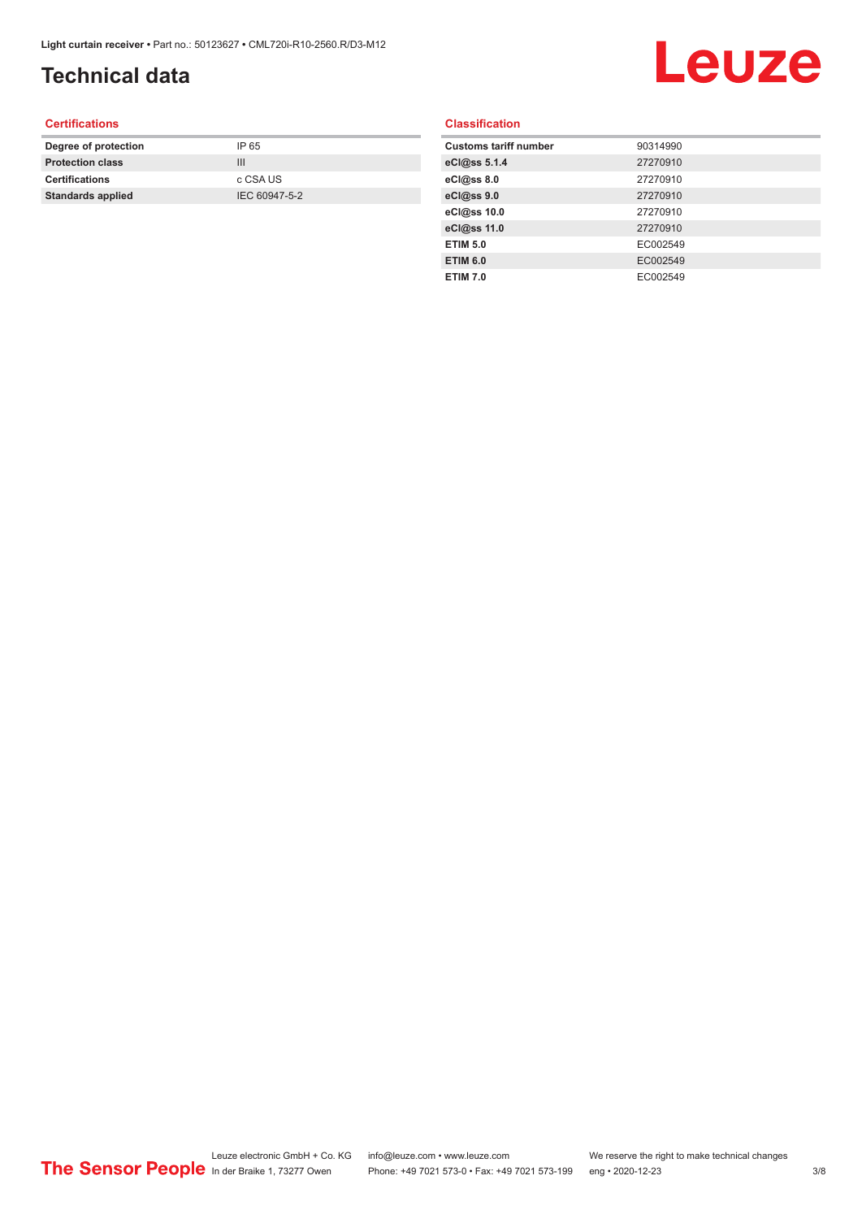# Technical data

## Certifications

| | |
|---|---|
| **Degree of protection** | IP 65 |
| **Protection class** | III |
| **Certifications** | c CSA US |
| **Standards applied** | IEC 60947-5-2 |

## Classification

| | |
|---|---|
| **Customs tariff number** | 90314990 |
| **eCl@ss 5.1.4** | 27270910 |
| **eCl@ss 8.0** | 27270910 |
| **eCl@ss 9.0** | 27270910 |
| **eCl@ss 10.0** | 27270910 |
| **eCl@ss 11.0** | 27270910 |
| **ETIM 5.0** | EC002549 |
| **ETIM 6.0** | EC002549 |
| **ETIM 7.0** | EC002549 |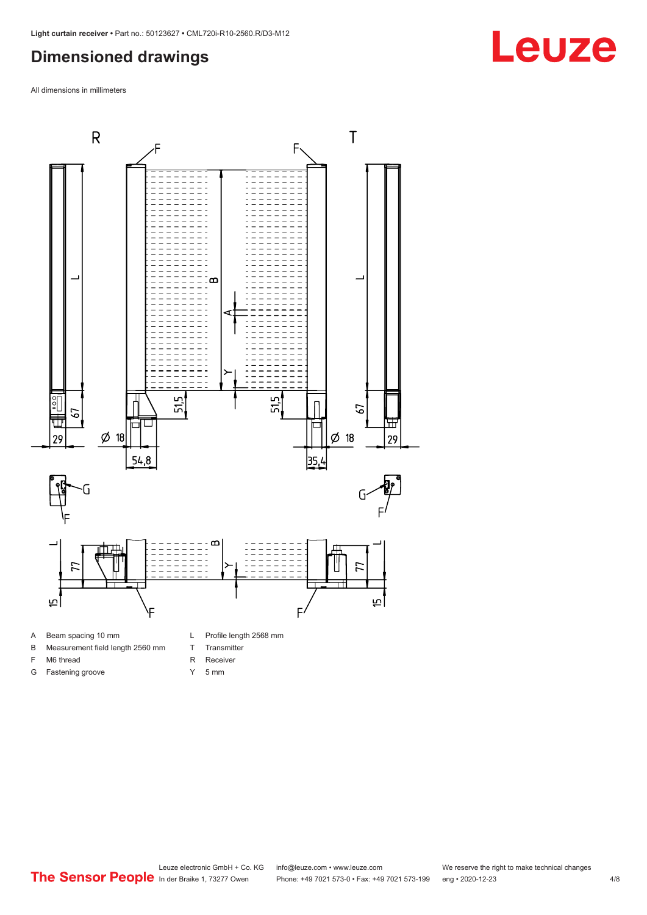## Dimensioned drawings

All dimensions in millimeters

| | | | |
|---|---|---|---|
| A | Beam spacing 10 mm | L | Profile length 2568 mm |
| B | Measurement field length 2560 mm | T | Transmitter |
| F | M6 thread | R | Receiver |
| G | Fastening groove | Y | 5 mm |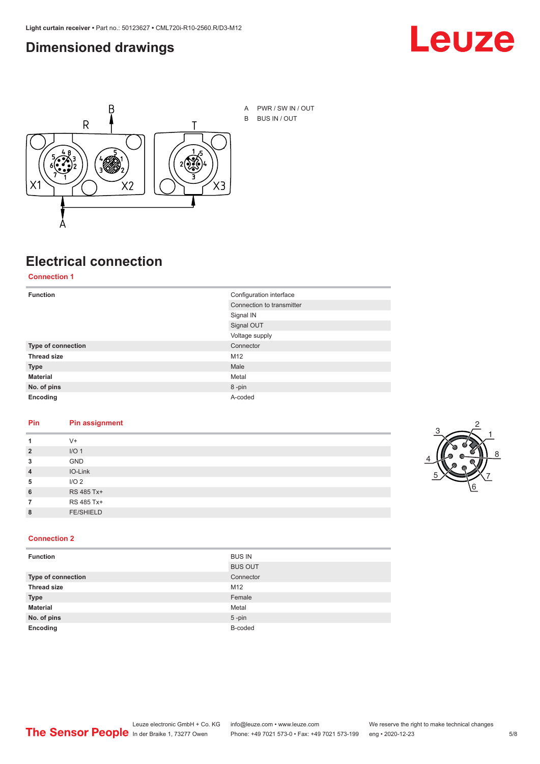## Dimensioned drawings

A PWR / SW IN / OUT
B BUS IN / OUT

## Electrical connection

### Connection 1

| | |
|---|---|
| **Function** | Configuration interface |
| | Connection to transmitter |
| | Signal IN |
| | Signal OUT |
| | Voltage supply |
| **Type of connection** | Connector |
| **Thread size** | M12 |
| **Type** | Male |
| **Material** | Metal |
| **No. of pins** | 8 -pin |
| **Encoding** | A-coded |

| Pin | Pin assignment |
|---|---|
| **1** | V+ |
| **2** | I/O 1 |
| **3** | GND |
| **4** | IO-Link |
| **5** | I/O 2 |
| **6** | RS 485 Tx+ |
| **7** | RS 485 Tx+ |
| **8** | FE/SHIELD |

### Connection 2

| | |
|---|---|
| **Function** | BUS IN |
| | BUS OUT |
| **Type of connection** | Connector |
| **Thread size** | M12 |
| **Type** | Female |
| **Material** | Metal |
| **No. of pins** | 5 -pin |
| **Encoding** | B-coded |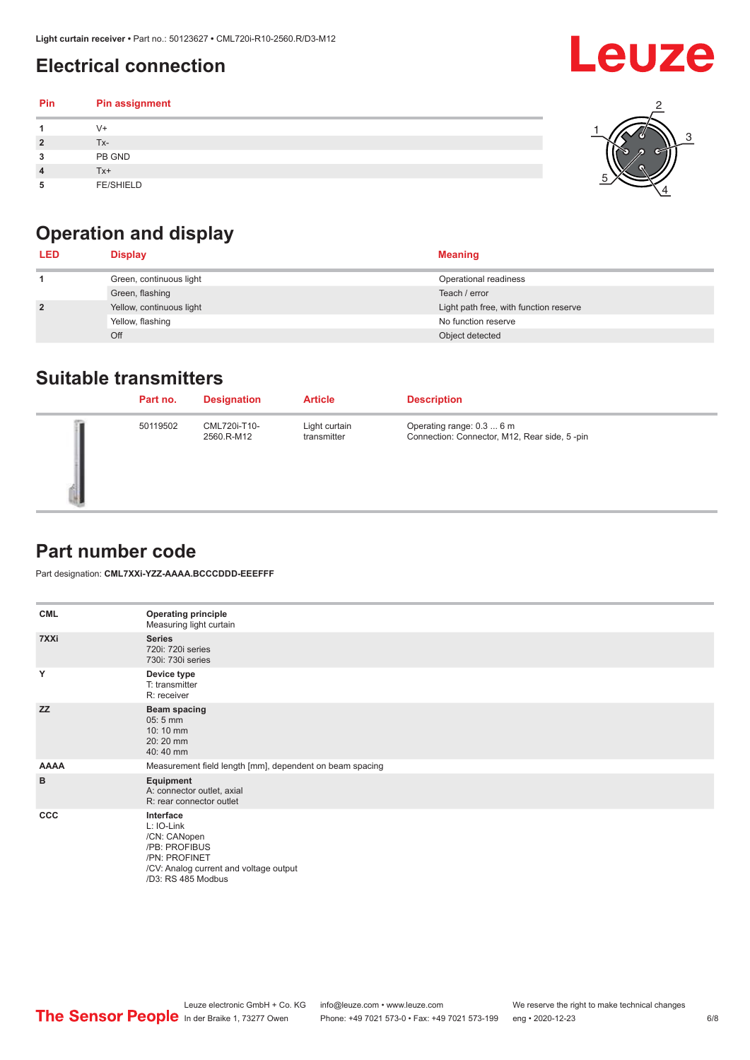## Electrical connection

| Pin | Pin assignment |
|---|---|
| 1 | V+ |
| 2 | Tx- |
| 3 | PB GND |
| 4 | Tx+ |
| 5 | FE/SHIELD |

## Operation and display

| LED | Display | Meaning |
|---|---|---|
| 1 | Green, continuous light | Operational readiness |
| | Green, flashing | Teach / error |
| 2 | Yellow, continuous light | Light path free, with function reserve |
| | Yellow, flashing | No function reserve |
| | Off | Object detected |

## Suitable transmitters

| | Part no. | Designation | Article | Description |
|---|---|---|---|---|
| | 50119502 | CML720i-T10-2560.R-M12 | Light curtain transmitter | Operating range: 0.3 ... 6 m<br>Connection: Connector, M12, Rear side, 5 -pin |

## Part number code

Part designation: **CML7XXi-YZZ-AAAA.BCCCDDD-EEEFFF**

| | |
|---|---|
| **CML** | **Operating principle**<br>Measuring light curtain |
| **7XXi** | **Series**<br>720i: 720i series<br>730i: 730i series |
| **Y** | **Device type**<br>T: transmitter<br>R: receiver |
| **ZZ** | **Beam spacing**<br>05: 5 mm<br>10: 10 mm<br>20: 20 mm<br>40: 40 mm |
| **AAAA** | Measurement field length [mm], dependent on beam spacing |
| **B** | **Equipment**<br>A: connector outlet, axial<br>R: rear connector outlet |
| **CCC** | **Interface**<br>L: IO-Link<br>/CN: CANopen<br>/PB: PROFIBUS<br>/PN: PROFINET<br>/CV: Analog current and voltage output<br>/D3: RS 485 Modbus |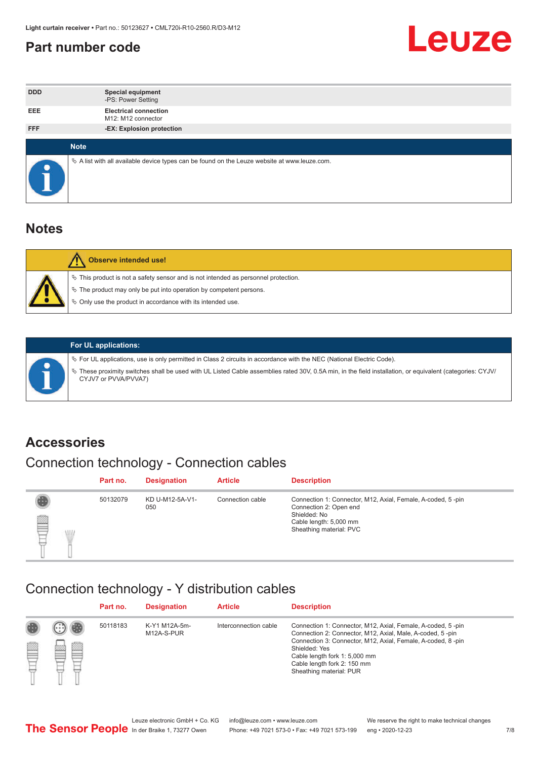## Part number code

| | |
|---|---|
| **DDD** | **Special equipment**<br>-PS: Power Setting |
| **EEE** | **Electrical connection**<br>M12: M12 connector |
| **FFF** | **-EX: Explosion protection** |

**Note**

↳ A list with all available device types can be found on the Leuze website at www.leuze.com.

## Notes

**Observe intended use!**

↳ This product is not a safety sensor and is not intended as personnel protection.

↳ The product may only be put into operation by competent persons.

↳ Only use the product in accordance with its intended use.

**For UL applications:**

↳ For UL applications, use is only permitted in Class 2 circuits in accordance with the NEC (National Electric Code).

↳ These proximity switches shall be used with UL Listed Cable assemblies rated 30V, 0.5A min, in the field installation, or equivalent (categories: CYJV/ CYJV7 or PVVA/PVVA7)

## Accessories

### Connection technology - Connection cables

| Part no. | Designation | Article | Description |
|---|---|---|---|
| 50132079 | KD U-M12-5A-V1-050 | Connection cable | Connection 1: Connector, M12, Axial, Female, A-coded, 5 -pin<br>Connection 2: Open end<br>Shielded: No<br>Cable length: 5,000 mm<br>Sheathing material: PVC |

### Connection technology - Y distribution cables

| Part no. | Designation | Article | Description |
|---|---|---|---|
| 50118183 | K-Y1 M12A-5m-M12A-S-PUR | Interconnection cable | Connection 1: Connector, M12, Axial, Female, A-coded, 5 -pin<br>Connection 2: Connector, M12, Axial, Male, A-coded, 5 -pin<br>Connection 3: Connector, M12, Axial, Female, A-coded, 8 -pin<br>Shielded: Yes<br>Cable length fork 1: 5,000 mm<br>Cable length fork 2: 150 mm<br>Sheathing material: PUR |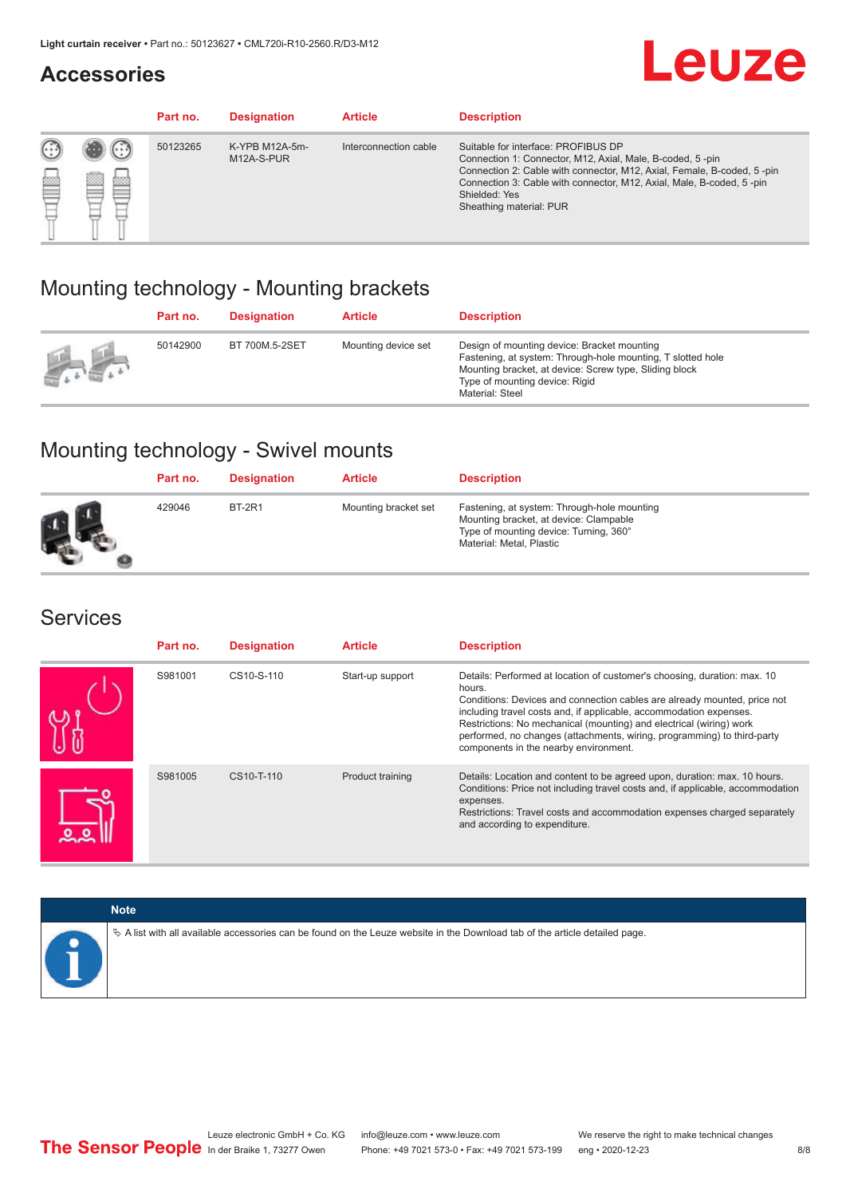## Accessories

| Part no. | Designation | Article | Description |
|---|---|---|---|
| 50123265 | K-YPB M12A-5m-M12A-S-PUR | Interconnection cable | Suitable for interface: PROFIBUS DP<br>Connection 1: Connector, M12, Axial, Male, B-coded, 5 -pin<br>Connection 2: Cable with connector, M12, Axial, Female, B-coded, 5 -pin<br>Connection 3: Cable with connector, M12, Axial, Male, B-coded, 5 -pin<br>Shielded: Yes<br>Sheathing material: PUR |

## Mounting technology - Mounting brackets

| Part no. | Designation | Article | Description |
|---|---|---|---|
| 50142900 | BT 700M.5-2SET | Mounting device set | Design of mounting device: Bracket mounting<br>Fastening, at system: Through-hole mounting, T slotted hole<br>Mounting bracket, at device: Screw type, Sliding block<br>Type of mounting device: Rigid<br>Material: Steel |

## Mounting technology - Swivel mounts

| Part no. | Designation | Article | Description |
|---|---|---|---|
| 429046 | BT-2R1 | Mounting bracket set | Fastening, at system: Through-hole mounting<br>Mounting bracket, at device: Clampable<br>Type of mounting device: Turning, 360°<br>Material: Metal, Plastic |

## Services

| Part no. | Designation | Article | Description |
|---|---|---|---|
| S981001 | CS10-S-110 | Start-up support | Details: Performed at location of customer's choosing, duration: max. 10 hours.<br>Conditions: Devices and connection cables are already mounted, price not including travel costs and, if applicable, accommodation expenses.<br>Restrictions: No mechanical (mounting) and electrical (wiring) work performed, no changes (attachments, wiring, programming) to third-party components in the nearby environment. |
| S981005 | CS10-T-110 | Product training | Details: Location and content to be agreed upon, duration: max. 10 hours.<br>Conditions: Price not including travel costs and, if applicable, accommodation expenses.<br>Restrictions: Travel costs and accommodation expenses charged separately and according to expenditure. |

**Note**

↳ A list with all available accessories can be found on the Leuze website in the Download tab of the article detailed page.